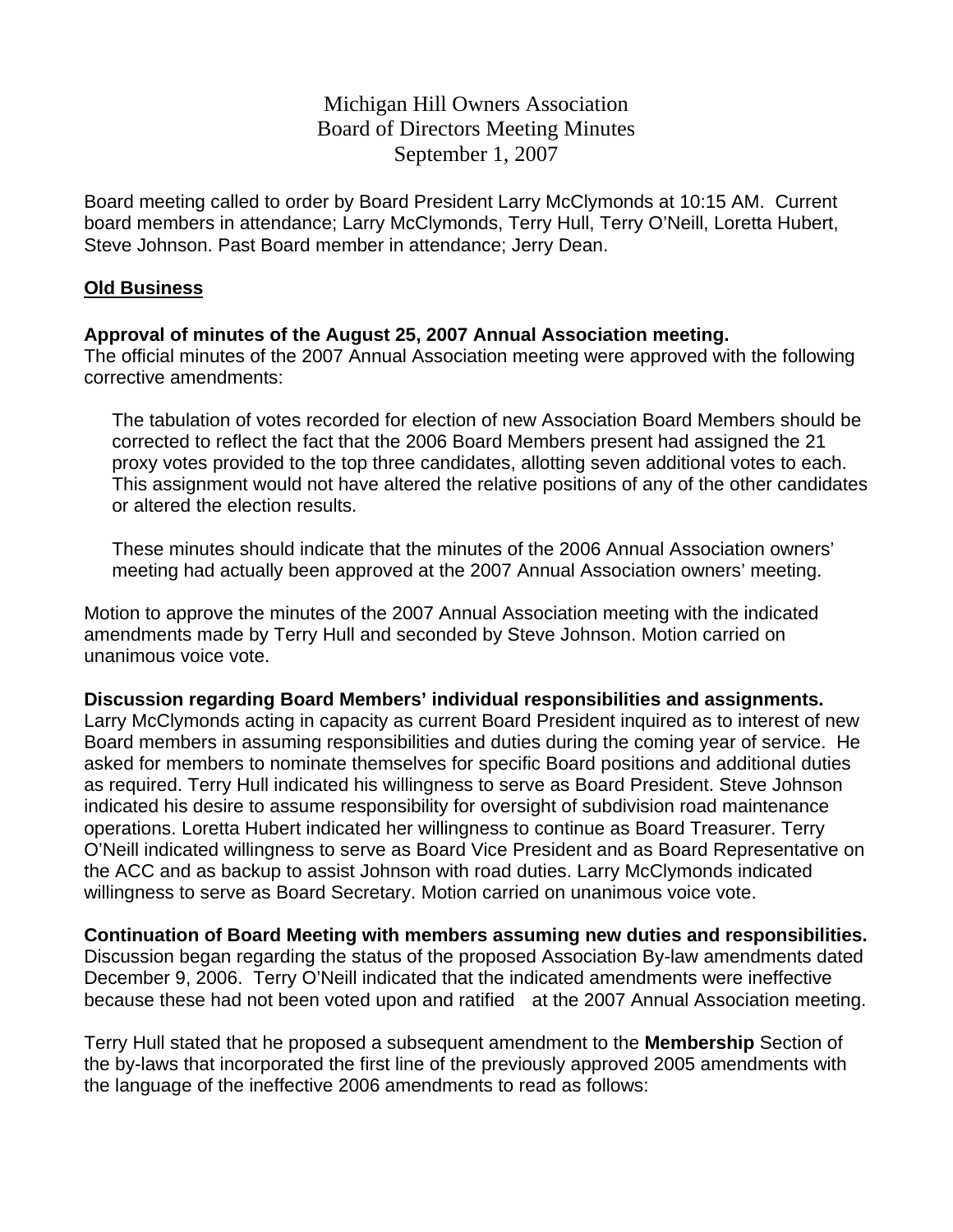# Michigan Hill Owners Association
## Board of Directors Meeting Minutes
### September 1, 2007

Board meeting called to order by Board President Larry McClymonds at 10:15 AM. Current board members in attendance; Larry McClymonds, Terry Hull, Terry O'Neill, Loretta Hubert, Steve Johnson. Past Board member in attendance; Jerry Dean.

**Old Business**

**Approval of minutes of the August 25, 2007 Annual Association meeting.**
The official minutes of the 2007 Annual Association meeting were approved with the following corrective amendments:

> The tabulation of votes recorded for election of new Association Board Members should be corrected to reflect the fact that the 2006 Board Members present had assigned the 21 proxy votes provided to the top three candidates, allotting seven additional votes to each. This assignment would not have altered the relative positions of any of the other candidates or altered the election results.
>
> These minutes should indicate that the minutes of the 2006 Annual Association owners' meeting had actually been approved at the 2007 Annual Association owners' meeting.

Motion to approve the minutes of the 2007 Annual Association meeting with the indicated amendments made by Terry Hull and seconded by Steve Johnson. Motion carried on unanimous voice vote.

**Discussion regarding Board Members' individual responsibilities and assignments.**
Larry McClymonds acting in capacity as current Board President inquired as to interest of new Board members in assuming responsibilities and duties during the coming year of service. He asked for members to nominate themselves for specific Board positions and additional duties as required. Terry Hull indicated his willingness to serve as Board President. Steve Johnson indicated his desire to assume responsibility for oversight of subdivision road maintenance operations. Loretta Hubert indicated her willingness to continue as Board Treasurer. Terry O'Neill indicated willingness to serve as Board Vice President and as Board Representative on the ACC and as backup to assist Johnson with road duties. Larry McClymonds indicated willingness to serve as Board Secretary. Motion carried on unanimous voice vote.

**Continuation of Board Meeting with members assuming new duties and responsibilities.**
Discussion began regarding the status of the proposed Association By-law amendments dated December 9, 2006. Terry O'Neill indicated that the indicated amendments were ineffective because these had not been voted upon and ratified at the 2007 Annual Association meeting.

Terry Hull stated that he proposed a subsequent amendment to the **Membership** Section of the by-laws that incorporated the first line of the previously approved 2005 amendments with the language of the ineffective 2006 amendments to read as follows: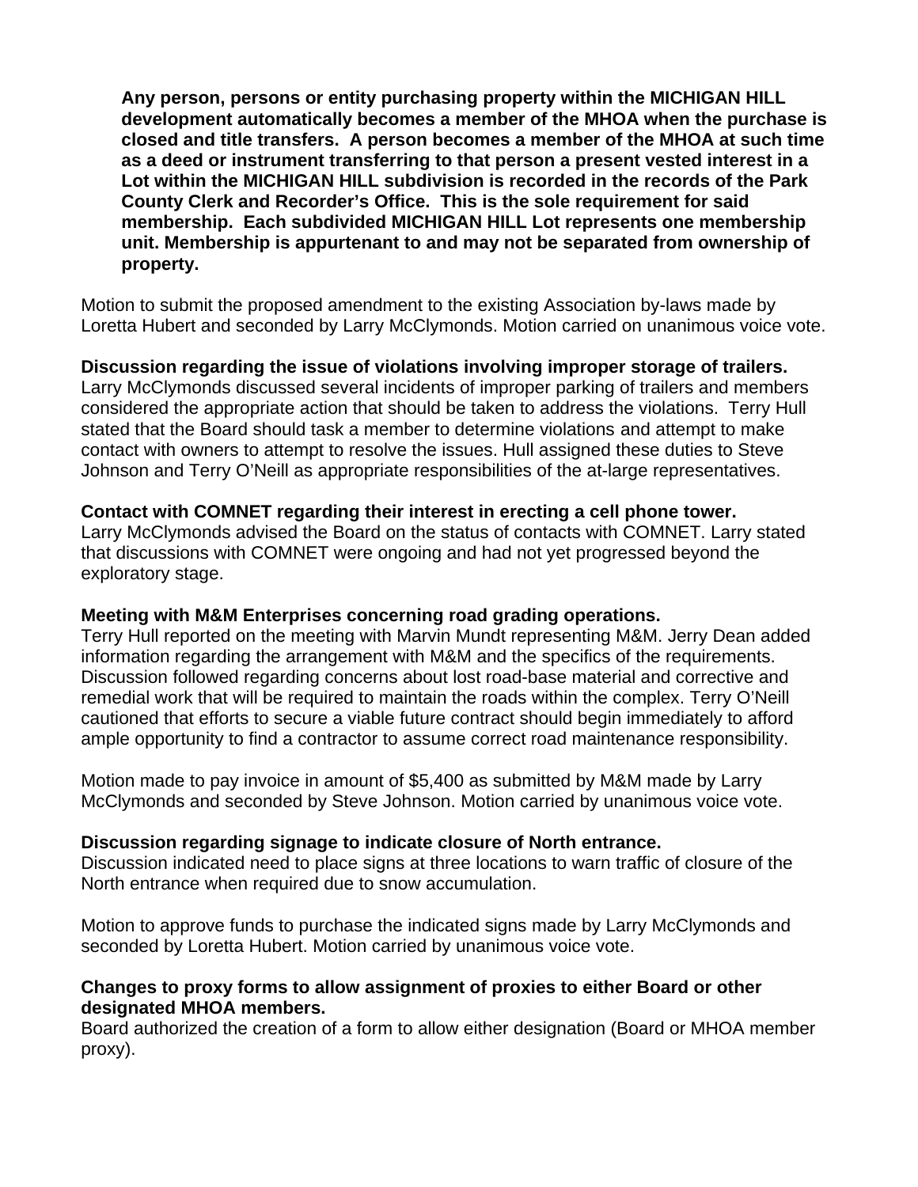**Any person, persons or entity purchasing property within the MICHIGAN HILL development automatically becomes a member of the MHOA when the purchase is closed and title transfers. A person becomes a member of the MHOA at such time as a deed or instrument transferring to that person a present vested interest in a Lot within the MICHIGAN HILL subdivision is recorded in the records of the Park County Clerk and Recorder's Office. This is the sole requirement for said membership. Each subdivided MICHIGAN HILL Lot represents one membership unit. Membership is appurtenant to and may not be separated from ownership of property.**

Motion to submit the proposed amendment to the existing Association by-laws made by Loretta Hubert and seconded by Larry McClymonds. Motion carried on unanimous voice vote.

**Discussion regarding the issue of violations involving improper storage of trailers.**
Larry McClymonds discussed several incidents of improper parking of trailers and members considered the appropriate action that should be taken to address the violations. Terry Hull stated that the Board should task a member to determine violations and attempt to make contact with owners to attempt to resolve the issues. Hull assigned these duties to Steve Johnson and Terry O'Neill as appropriate responsibilities of the at-large representatives.

**Contact with COMNET regarding their interest in erecting a cell phone tower.**
Larry McClymonds advised the Board on the status of contacts with COMNET. Larry stated that discussions with COMNET were ongoing and had not yet progressed beyond the exploratory stage.

**Meeting with M&M Enterprises concerning road grading operations.**
Terry Hull reported on the meeting with Marvin Mundt representing M&M. Jerry Dean added information regarding the arrangement with M&M and the specifics of the requirements. Discussion followed regarding concerns about lost road-base material and corrective and remedial work that will be required to maintain the roads within the complex. Terry O'Neill cautioned that efforts to secure a viable future contract should begin immediately to afford ample opportunity to find a contractor to assume correct road maintenance responsibility.

Motion made to pay invoice in amount of $5,400 as submitted by M&M made by Larry McClymonds and seconded by Steve Johnson. Motion carried by unanimous voice vote.

**Discussion regarding signage to indicate closure of North entrance.**
Discussion indicated need to place signs at three locations to warn traffic of closure of the North entrance when required due to snow accumulation.

Motion to approve funds to purchase the indicated signs made by Larry McClymonds and seconded by Loretta Hubert. Motion carried by unanimous voice vote.

**Changes to proxy forms to allow assignment of proxies to either Board or other designated MHOA members.**
Board authorized the creation of a form to allow either designation (Board or MHOA member proxy).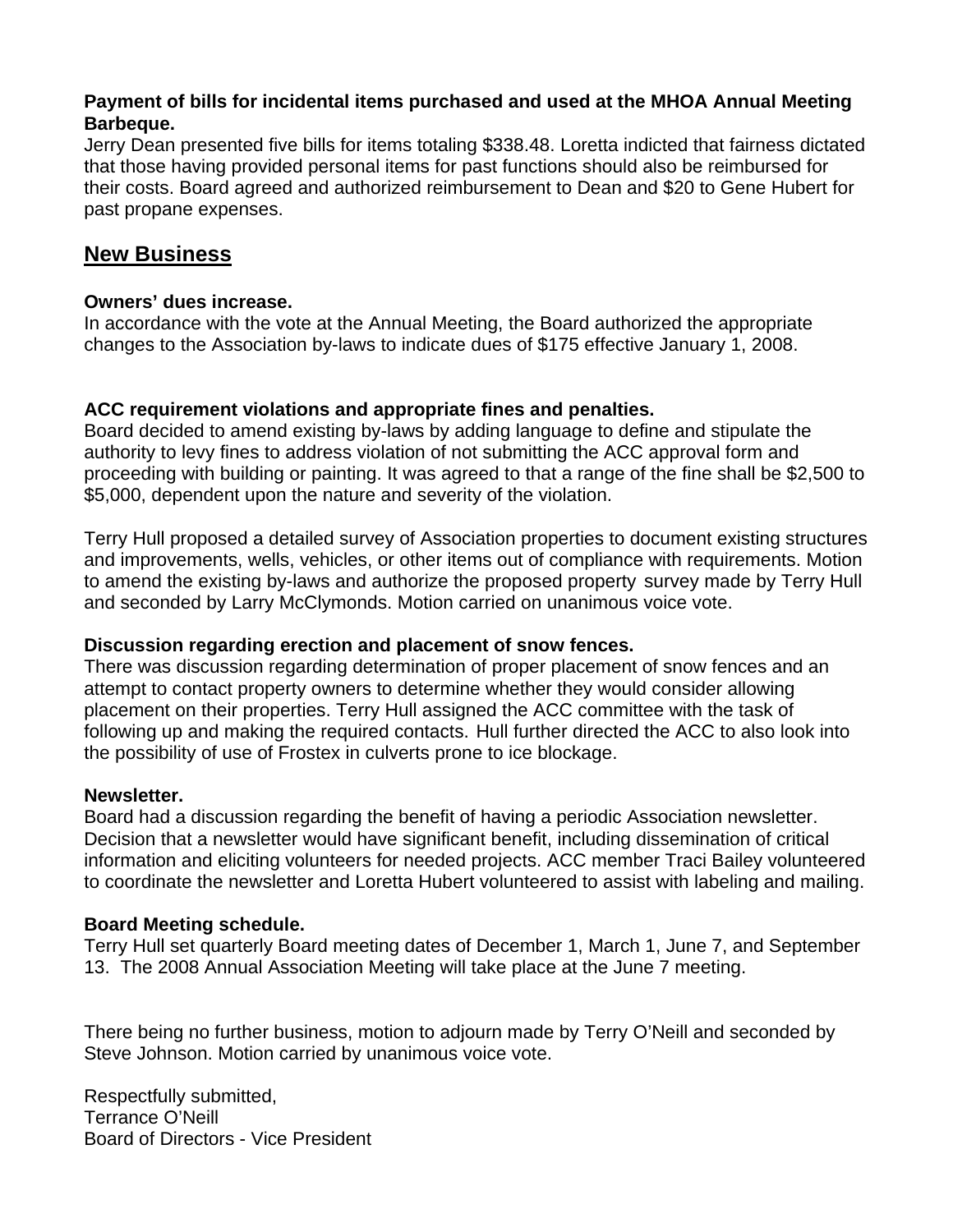**Payment of bills for incidental items purchased and used at the MHOA Annual Meeting Barbeque.**

Jerry Dean presented five bills for items totaling $338.48. Loretta indicted that fairness dictated that those having provided personal items for past functions should also be reimbursed for their costs. Board agreed and authorized reimbursement to Dean and $20 to Gene Hubert for past propane expenses.

## New Business

**Owners' dues increase.**

In accordance with the vote at the Annual Meeting, the Board authorized the appropriate changes to the Association by-laws to indicate dues of $175 effective January 1, 2008.

**ACC requirement violations and appropriate fines and penalties.**

Board decided to amend existing by-laws by adding language to define and stipulate the authority to levy fines to address violation of not submitting the ACC approval form and proceeding with building or painting. It was agreed to that a range of the fine shall be $2,500 to $5,000, dependent upon the nature and severity of the violation.

Terry Hull proposed a detailed survey of Association properties to document existing structures and improvements, wells, vehicles, or other items out of compliance with requirements. Motion to amend the existing by-laws and authorize the proposed property survey made by Terry Hull and seconded by Larry McClymonds. Motion carried on unanimous voice vote.

**Discussion regarding erection and placement of snow fences.**

There was discussion regarding determination of proper placement of snow fences and an attempt to contact property owners to determine whether they would consider allowing placement on their properties. Terry Hull assigned the ACC committee with the task of following up and making the required contacts. Hull further directed the ACC to also look into the possibility of use of Frostex in culverts prone to ice blockage.

**Newsletter.**

Board had a discussion regarding the benefit of having a periodic Association newsletter. Decision that a newsletter would have significant benefit, including dissemination of critical information and eliciting volunteers for needed projects. ACC member Traci Bailey volunteered to coordinate the newsletter and Loretta Hubert volunteered to assist with labeling and mailing.

**Board Meeting schedule.**

Terry Hull set quarterly Board meeting dates of December 1, March 1, June 7, and September 13. The 2008 Annual Association Meeting will take place at the June 7 meeting.

There being no further business, motion to adjourn made by Terry O'Neill and seconded by Steve Johnson. Motion carried by unanimous voice vote.

Respectfully submitted,
Terrance O'Neill
Board of Directors - Vice President